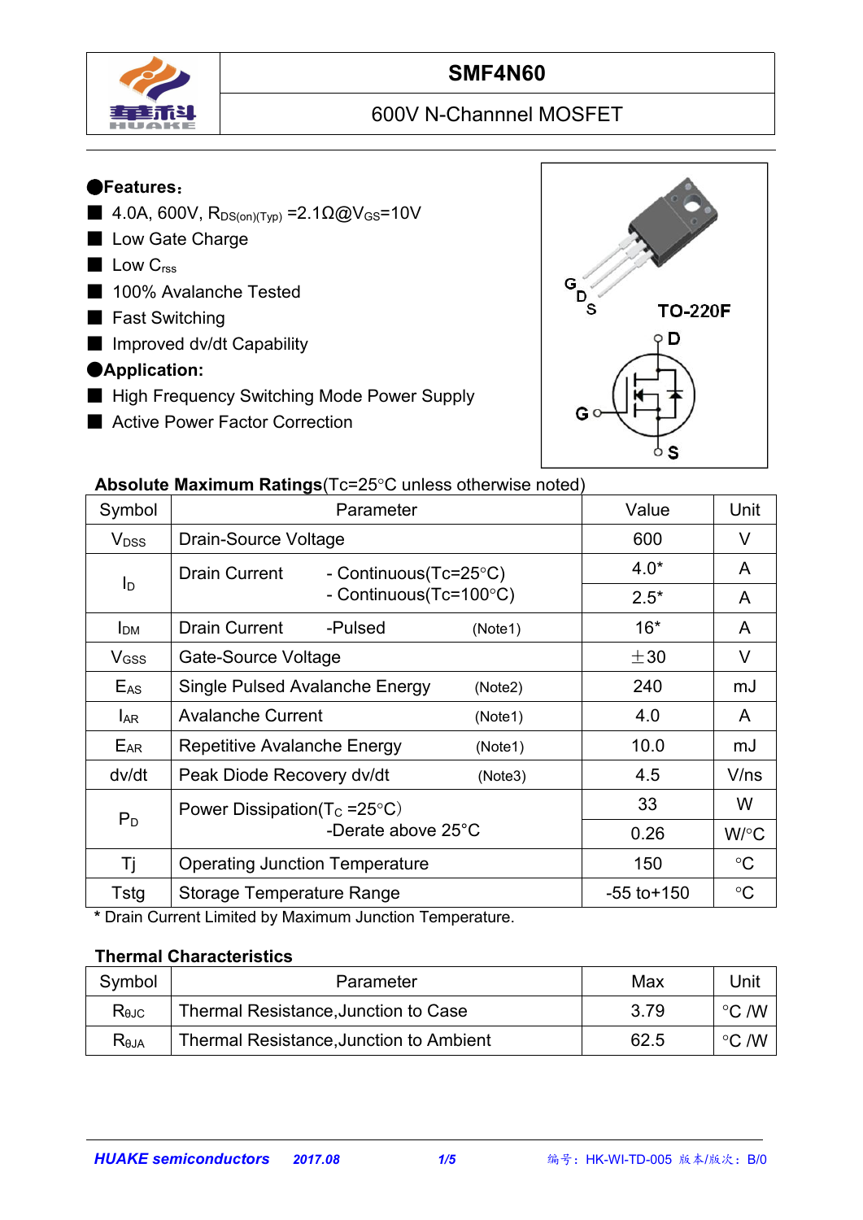# SMF4N60

## 600V N-Channel MOSFET

●**Features**:

- 4.0A, 600V, $R_{DS(on)(Typ)}$ =2.1Ω@$V_{GS}$=10V
- Low Gate Charge
- Low $C_{rss}$
- 100% Avalanche Tested
- Fast Switching
- Improved dv/dt Capability

●**Application:**

- High Frequency Switching Mode Power Supply
- Active Power Factor Correction

G D S TO-220F

D G S

**Absolute Maximum Ratings**(Tc=25°C unless otherwise noted)

| Symbol | Parameter | Value | Unit |
|---|---|---|---|
| $V_{DSS}$ | Drain-Source Voltage | 600 | V |
| $I_D$ | Drain Current - Continuous(Tc=25°C) | 4.0* | A |
| | - Continuous(Tc=100°C) | 2.5* | A |
| $I_{DM}$ | Drain Current -Pulsed (Note1) | 16* | A |
| $V_{GSS}$ | Gate-Source Voltage | ±30 | V |
| $E_{AS}$ | Single Pulsed Avalanche Energy (Note2) | 240 | mJ |
| $I_{AR}$ | Avalanche Current (Note1) | 4.0 | A |
| $E_{AR}$ | Repetitive Avalanche Energy (Note1) | 10.0 | mJ |
| dv/dt | Peak Diode Recovery dv/dt (Note3) | 4.5 | V/ns |
| $P_D$ | Power Dissipation($T_C$ =25°C) | 33 | W |
| | -Derate above 25°C | 0.26 | W/°C |
| Tj | Operating Junction Temperature | 150 | °C |
| Tstg | Storage Temperature Range | -55 to+150 | °C |

* Drain Current Limited by Maximum Junction Temperature.

**Thermal Characteristics**

| Symbol | Parameter | Max | Unit |
|---|---|---|---|
| $R_{θJC}$ | Thermal Resistance,Junction to Case | 3.79 | °C /W |
| $R_{θJA}$ | Thermal Resistance,Junction to Ambient | 62.5 | °C /W |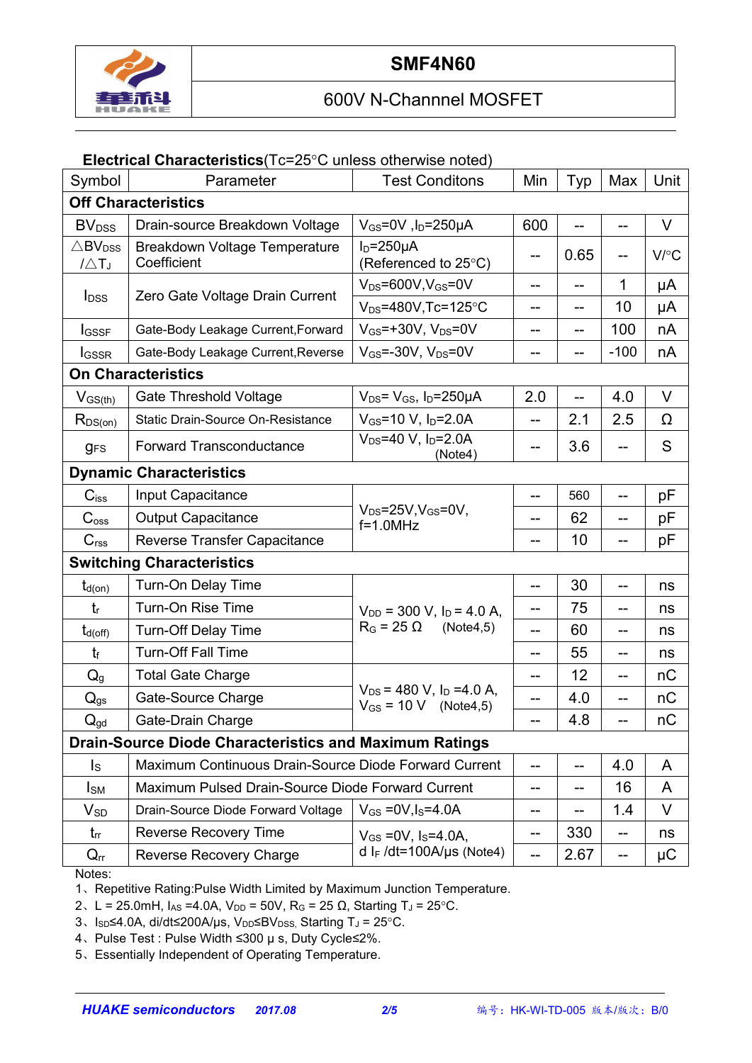# SMF4N60

## 600V N-Channnel MOSFET

**Electrical Characteristics**(Tc=25°C unless otherwise noted)

| Symbol | Parameter | Test Conditons | Min | Typ | Max | Unit |
|---|---|---|---|---|---|---|
| **Off Characteristics** | | | | | | |
| $BV_{DSS}$ | Drain-source Breakdown Voltage | $V_{GS}$=0V ,$I_D$=250μA | 600 | -- | -- | V |
| $\triangle BV_{DSS}/\triangle T_J$ | Breakdown Voltage Temperature Coefficient | $I_D$=250μA (Referenced to 25°C) | -- | 0.65 | -- | V/°C |
| $I_{DSS}$ | Zero Gate Voltage Drain Current | $V_{DS}$=600V,$V_{GS}$=0V | -- | -- | 1 | μA |
| | | $V_{DS}$=480V,Tc=125°C | -- | -- | 10 | μA |
| $I_{GSSF}$ | Gate-Body Leakage Current,Forward | $V_{GS}$=+30V, $V_{DS}$=0V | -- | -- | 100 | nA |
| $I_{GSSR}$ | Gate-Body Leakage Current,Reverse | $V_{GS}$=-30V, $V_{DS}$=0V | -- | -- | -100 | nA |
| **On Characteristics** | | | | | | |
| $V_{GS(th)}$ | Gate Threshold Voltage | $V_{DS}$= $V_{GS}$, $I_D$=250μA | 2.0 | -- | 4.0 | V |
| $R_{DS(on)}$ | Static Drain-Source On-Resistance | $V_{GS}$=10 V, $I_D$=2.0A | -- | 2.1 | 2.5 | Ω |
| $g_{FS}$ | Forward Transconductance | $V_{DS}$=40 V, $I_D$=2.0A (Note4) | -- | 3.6 | -- | S |
| **Dynamic Characteristics** | | | | | | |
| $C_{iss}$ | Input Capacitance | $V_{DS}$=25V,$V_{GS}$=0V, f=1.0MHz | -- | 560 | -- | pF |
| $C_{oss}$ | Output Capacitance | | -- | 62 | -- | pF |
| $C_{rss}$ | Reverse Transfer Capacitance | | -- | 10 | -- | pF |
| **Switching Characteristics** | | | | | | |
| $t_{d(on)}$ | Turn-On Delay Time | $V_{DD}$ = 300 V, $I_D$ = 4.0 A, $R_G$ = 25 Ω (Note4,5) | -- | 30 | -- | ns |
| $t_r$ | Turn-On Rise Time | | -- | 75 | -- | ns |
| $t_{d(off)}$ | Turn-Off Delay Time | | -- | 60 | -- | ns |
| $t_f$ | Turn-Off Fall Time | | -- | 55 | -- | ns |
| $Q_g$ | Total Gate Charge | $V_{DS}$ = 480 V, $I_D$ =4.0 A, $V_{GS}$ = 10 V (Note4,5) | -- | 12 | -- | nC |
| $Q_{gs}$ | Gate-Source Charge | | -- | 4.0 | -- | nC |
| $Q_{gd}$ | Gate-Drain Charge | | -- | 4.8 | -- | nC |
| **Drain-Source Diode Characteristics and Maximum Ratings** | | | | | | |
| $I_S$ | Maximum Continuous Drain-Source Diode Forward Current | | -- | -- | 4.0 | A |
| $I_{SM}$ | Maximum Pulsed Drain-Source Diode Forward Current | | -- | -- | 16 | A |
| $V_{SD}$ | Drain-Source Diode Forward Voltage | $V_{GS}$ =0V,$I_S$=4.0A | -- | -- | 1.4 | V |
| $t_{rr}$ | Reverse Recovery Time | $V_{GS}$ =0V, $I_S$=4.0A, d $I_F$ /dt=100A/μs (Note4) | -- | 330 | -- | ns |
| $Q_{rr}$ | Reverse Recovery Charge | | -- | 2.67 | -- | μC |

Notes:

1、Repetitive Rating:Pulse Width Limited by Maximum Junction Temperature.
2、L = 25.0mH, $I_{AS}$ =4.0A, $V_{DD}$ = 50V, $R_G$ = 25 Ω, Starting $T_J$ = 25°C.
3、$I_{SD}$≤4.0A, di/dt≤200A/μs, $V_{DD}$≤$BV_{DSS}$, Starting $T_J$ = 25°C.
4、Pulse Test : Pulse Width ≤300 μ s, Duty Cycle≤2%.
5、Essentially Independent of Operating Temperature.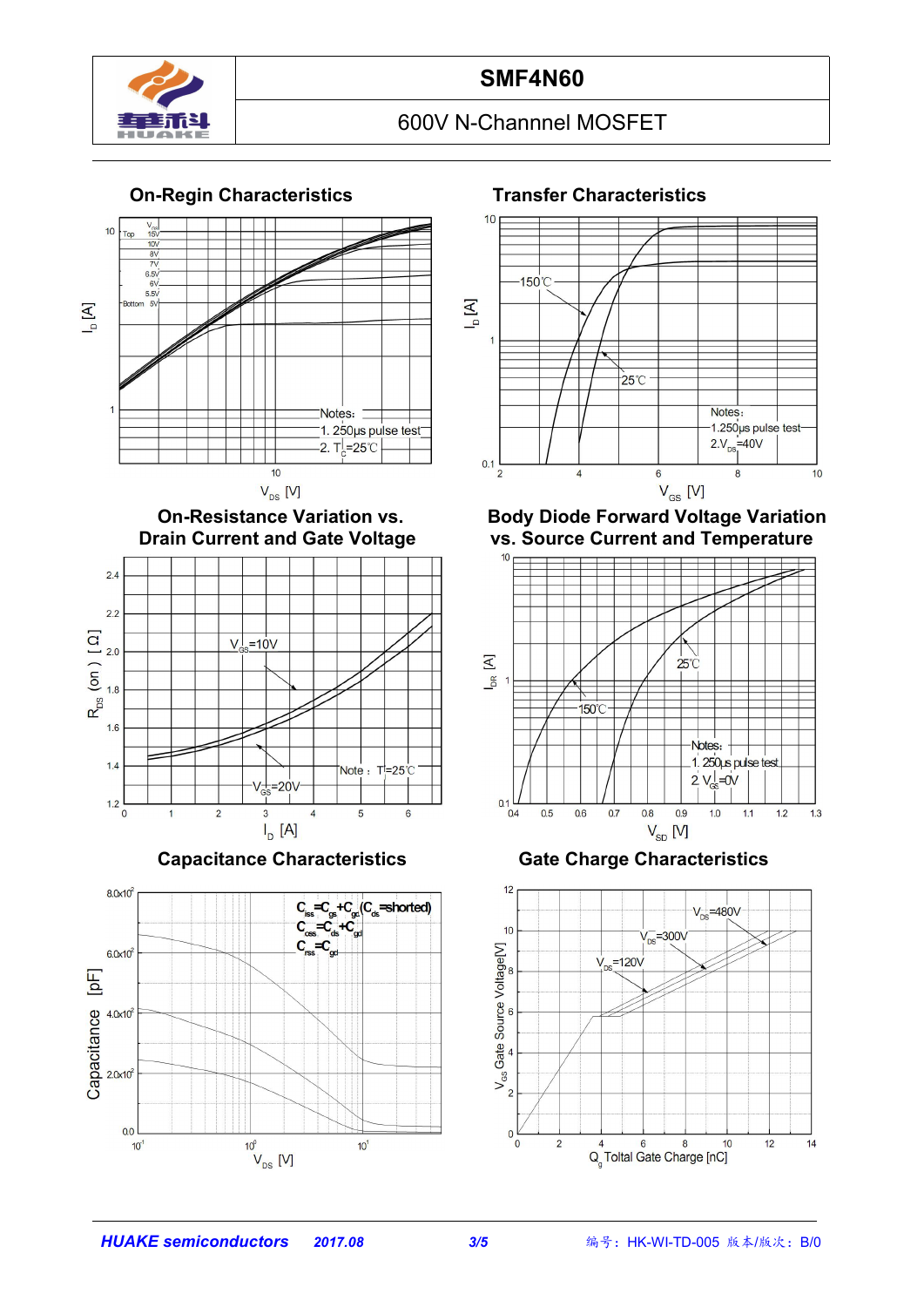# SMF4N60

600V N-Channnel MOSFET

## On-Regin Characteristics

Notes:
1. 250μs pulse test
2. $T_C$=25℃

$V_{DS}$ [V]

$I_D$ [A]

## Transfer Characteristics

Notes:
1.250μs pulse test
2.$V_{DS}$=40V

$V_{GS}$ [V]

$I_D$ [A]

## On-Resistance Variation vs. Drain Current and Gate Voltage

$V_{GS}$=10V

$V_{GS}$=20V

Note : $T_j$=25℃

$I_D$ [A]

$R_{DS}$ (on) [Ω]

## Body Diode Forward Voltage Variation vs. Source Current and Temperature

Notes:
1. 250μs pulse test
2. $V_{GS}$=0V

$V_{SD}$ [V]

$I_{DR}$ [A]

## Capacitance Characteristics

$C_{iss}=C_{gs}+C_{gd}$ ($C_{ds}$=shorted)
$C_{oss}=C_{ds}+C_{gd}$
$C_{rss}=C_{gd}$

$V_{DS}$ [V]

Capacitance [pF]

## Gate Charge Characteristics

$V_{DS}$=480V
$V_{DS}$=300V
$V_{DS}$=120V

$Q_g$ Toltal Gate Charge [nC]

$V_{GS}$ Gate Source Voltage[V]

HUAKE semiconductors 2017.08

编号：HK-WI-TD-005 版本/版次：B/0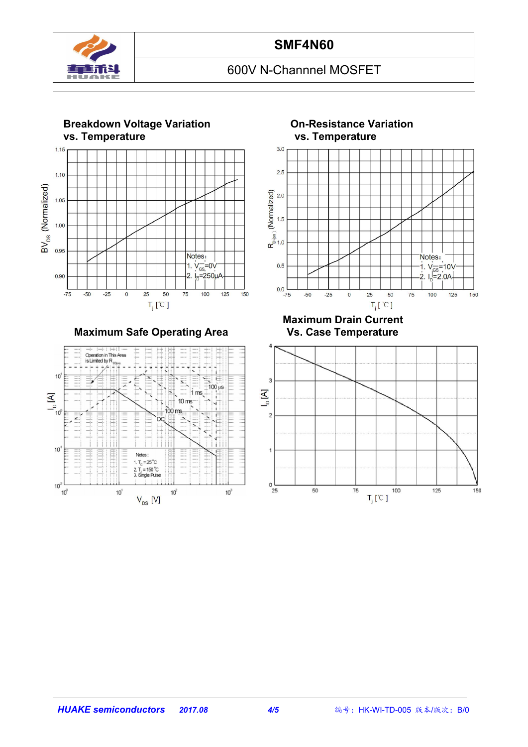# SMF4N60

600V N-Channel MOSFET

## Breakdown Voltage Variation vs. Temperature

$BV_{DS}$ (Normalized)

Notes:
1. $V_{GS}$=0V
2. $I_D$=250μA

$T_j$ [℃]

## On-Resistance Variation vs. Temperature

$R_{D(on)}$ (Normalized)

Notes:
1. $V_{GS}$=10V
2. $I_D$=2.0A

$T_j$ [℃]

## Maximum Safe Operating Area

Operation in This Area is Limited by $R_{DS(on)}$

100 μs, 1 ms, 10 ms, 100 ms, DC

Notes:
1. $T_C$ = 25℃
2. $T_J$ = 150℃
3. Single Pulse

$I_D$ [A]

$V_{DS}$ [V]

## Maximum Drain Current Vs. Case Temperature

$I_D$ [A]

$T_j$ [℃]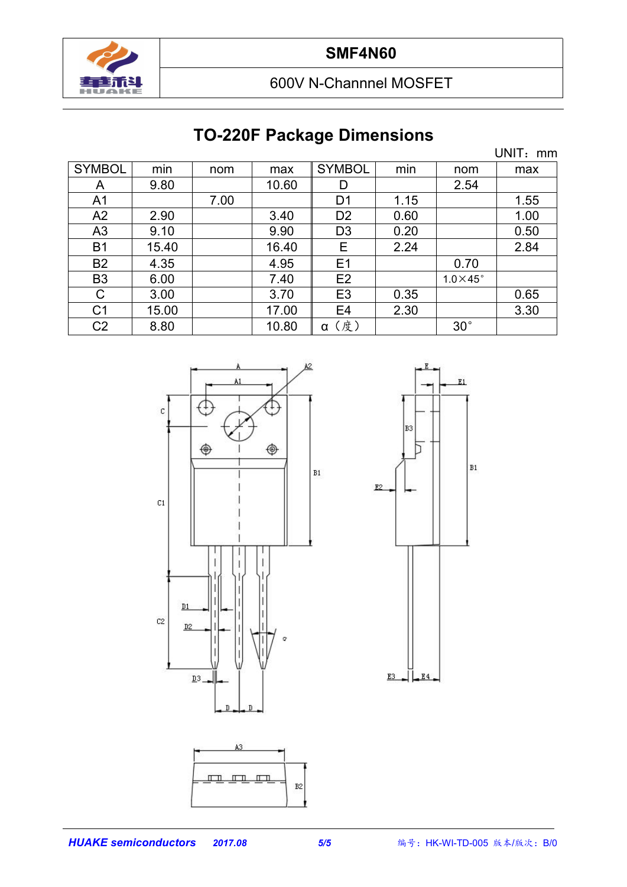# TO-220F Package Dimensions

UNIT：mm

| SYMBOL | min | nom | max | SYMBOL | min | nom | max |
|---|---|---|---|---|---|---|---|
| A | 9.80 | | 10.60 | D | | 2.54 | |
| A1 | | 7.00 | | D1 | 1.15 | | 1.55 |
| A2 | 2.90 | | 3.40 | D2 | 0.60 | | 1.00 |
| A3 | 9.10 | | 9.90 | D3 | 0.20 | | 0.50 |
| B1 | 15.40 | | 16.40 | E | 2.24 | | 2.84 |
| B2 | 4.35 | | 4.95 | E1 | | 0.70 | |
| B3 | 6.00 | | 7.40 | E2 | | 1.0×45° | |
| C | 3.00 | | 3.70 | E3 | 0.35 | | 0.65 |
| C1 | 15.00 | | 17.00 | E4 | 2.30 | | 3.30 |
| C2 | 8.80 | | 10.80 | α（度） | | 30° | |

A A2 A1 C B1 C1 C2 D1 D2 D3 D D α E E1 B3 E2 B1 E3 E4 A3 B2